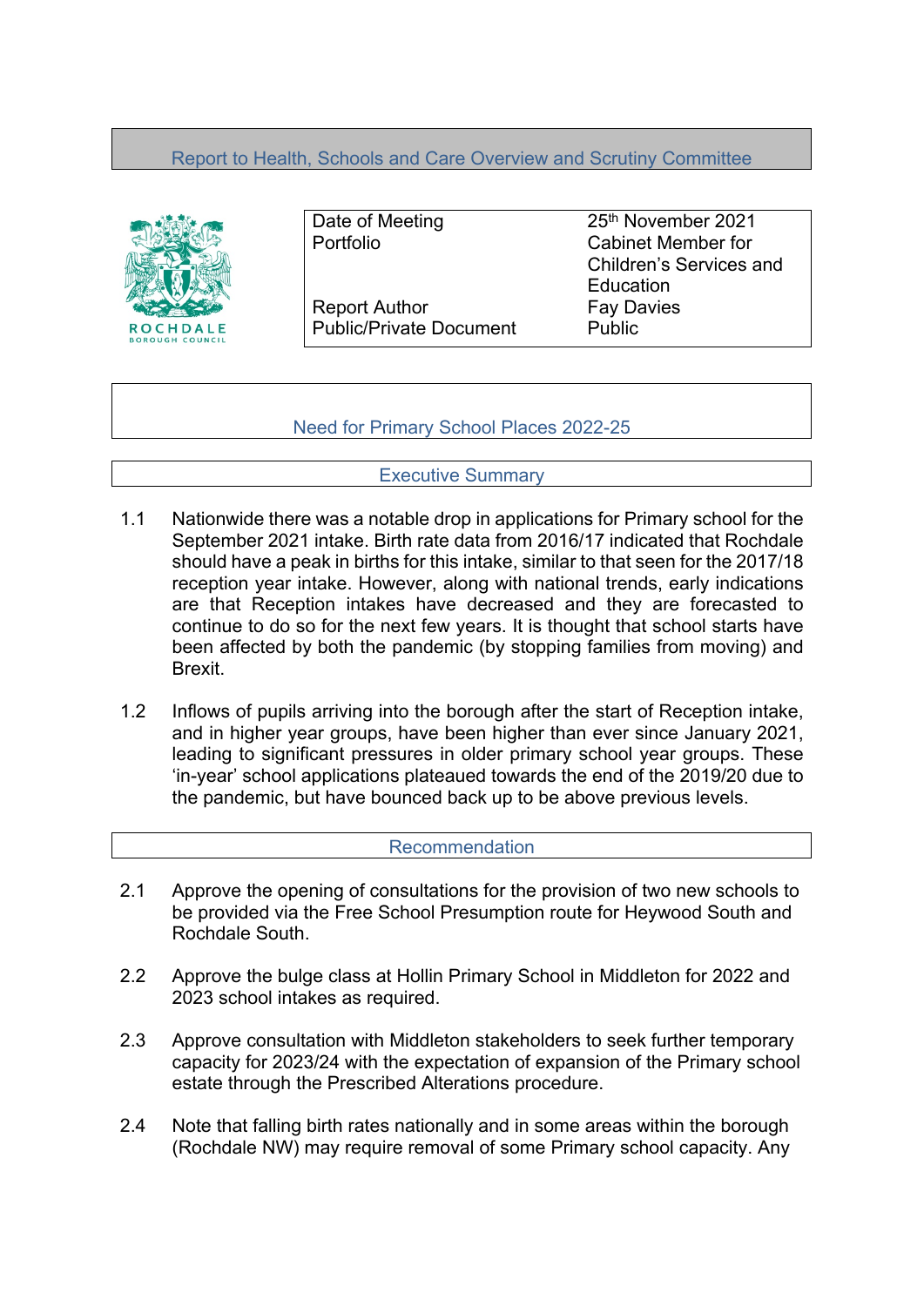## Report to Health, Schools and Care Overview and Scrutiny Committee

| | |
|---|---|
| Date of Meeting | 25th November 2021 |
| Portfolio | Cabinet Member for Children's Services and Education |
| Report Author | Fay Davies |
| Public/Private Document | Public |

# Need for Primary School Places 2022-25

## Executive Summary

1.1 Nationwide there was a notable drop in applications for Primary school for the September 2021 intake. Birth rate data from 2016/17 indicated that Rochdale should have a peak in births for this intake, similar to that seen for the 2017/18 reception year intake. However, along with national trends, early indications are that Reception intakes have decreased and they are forecasted to continue to do so for the next few years. It is thought that school starts have been affected by both the pandemic (by stopping families from moving) and Brexit.

1.2 Inflows of pupils arriving into the borough after the start of Reception intake, and in higher year groups, have been higher than ever since January 2021, leading to significant pressures in older primary school year groups. These 'in-year' school applications plateaued towards the end of the 2019/20 due to the pandemic, but have bounced back up to be above previous levels.

## Recommendation

2.1 Approve the opening of consultations for the provision of two new schools to be provided via the Free School Presumption route for Heywood South and Rochdale South.

2.2 Approve the bulge class at Hollin Primary School in Middleton for 2022 and 2023 school intakes as required.

2.3 Approve consultation with Middleton stakeholders to seek further temporary capacity for 2023/24 with the expectation of expansion of the Primary school estate through the Prescribed Alterations procedure.

2.4 Note that falling birth rates nationally and in some areas within the borough (Rochdale NW) may require removal of some Primary school capacity. Any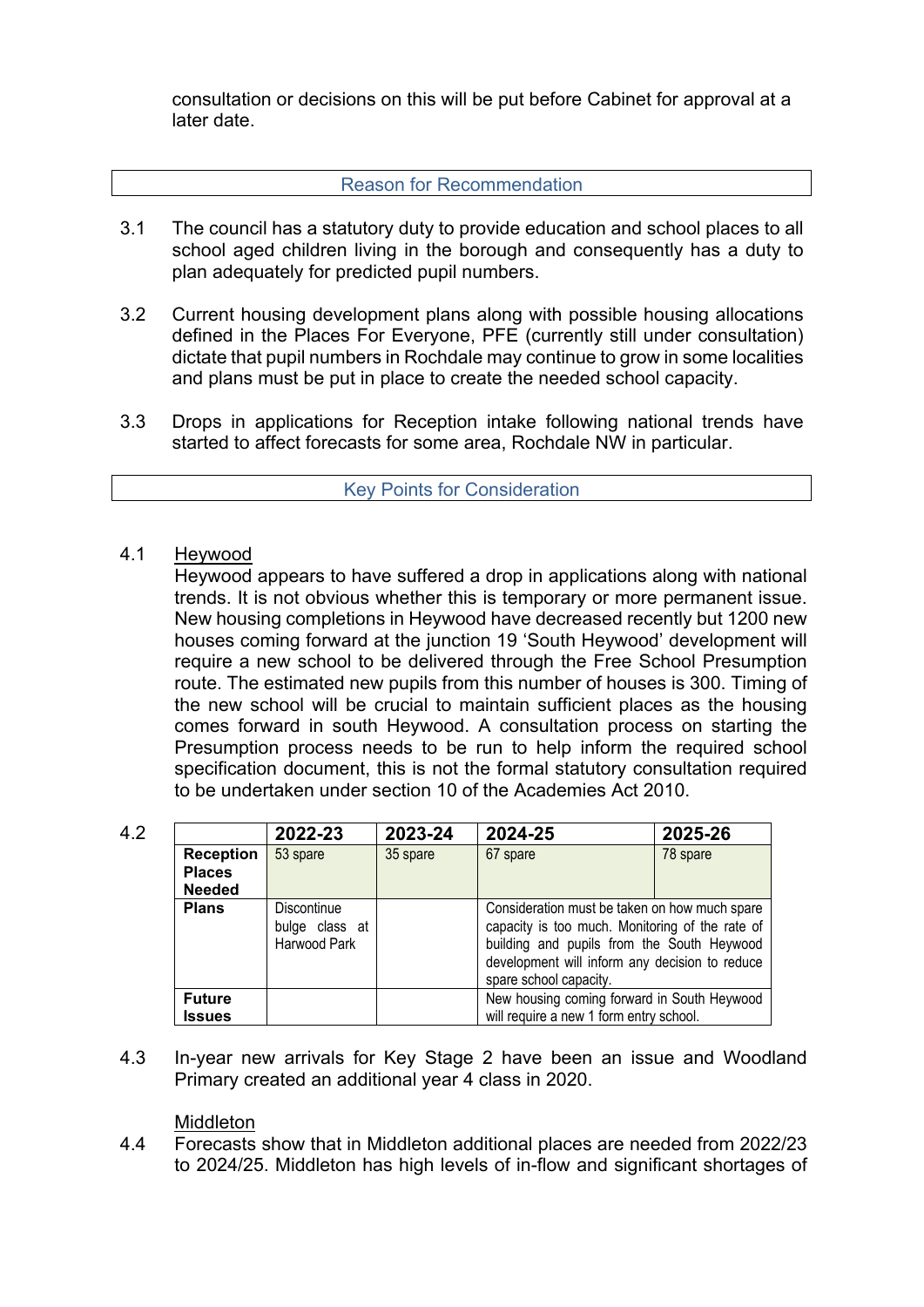consultation or decisions on this will be put before Cabinet for approval at a later date.

## Reason for Recommendation

3.1 The council has a statutory duty to provide education and school places to all school aged children living in the borough and consequently has a duty to plan adequately for predicted pupil numbers.

3.2 Current housing development plans along with possible housing allocations defined in the Places For Everyone, PFE (currently still under consultation) dictate that pupil numbers in Rochdale may continue to grow in some localities and plans must be put in place to create the needed school capacity.

3.3 Drops in applications for Reception intake following national trends have started to affect forecasts for some area, Rochdale NW in particular.

## Key Points for Consideration

4.1 Heywood

Heywood appears to have suffered a drop in applications along with national trends. It is not obvious whether this is temporary or more permanent issue. New housing completions in Heywood have decreased recently but 1200 new houses coming forward at the junction 19 'South Heywood' development will require a new school to be delivered through the Free School Presumption route. The estimated new pupils from this number of houses is 300. Timing of the new school will be crucial to maintain sufficient places as the housing comes forward in south Heywood. A consultation process on starting the Presumption process needs to be run to help inform the required school specification document, this is not the formal statutory consultation required to be undertaken under section 10 of the Academies Act 2010.

4.2

| | 2022-23 | 2023-24 | 2024-25 | 2025-26 |
|---|---|---|---|---|
| **Reception Places Needed** | 53 spare | 35 spare | 67 spare | 78 spare |
| **Plans** | Discontinue bulge class at Harwood Park | | Consideration must be taken on how much spare capacity is too much. Monitoring of the rate of building and pupils from the South Heywood development will inform any decision to reduce spare school capacity. | |
| **Future Issues** | | | New housing coming forward in South Heywood will require a new 1 form entry school. | |

4.3 In-year new arrivals for Key Stage 2 have been an issue and Woodland Primary created an additional year 4 class in 2020.

Middleton

4.4 Forecasts show that in Middleton additional places are needed from 2022/23 to 2024/25. Middleton has high levels of in-flow and significant shortages of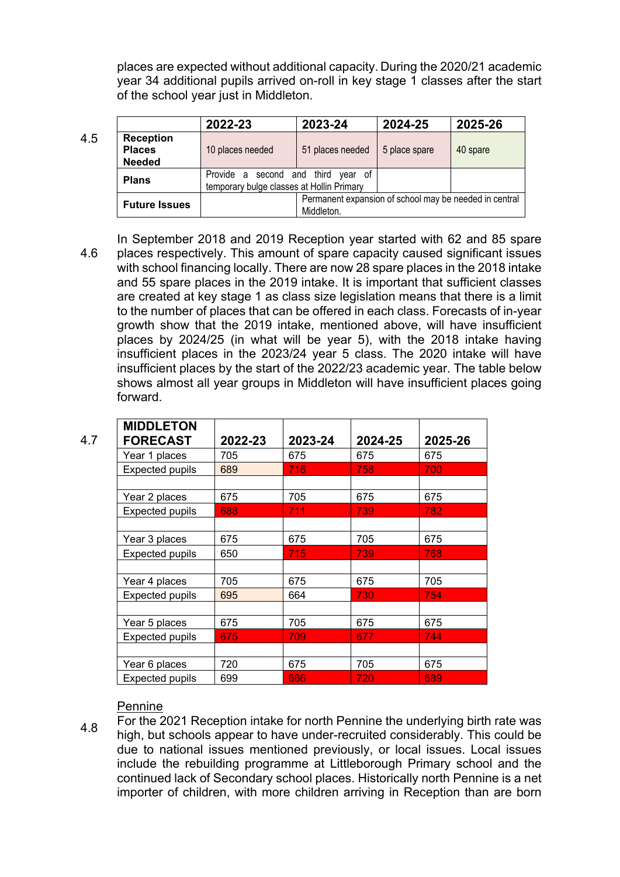places are expected without additional capacity. During the 2020/21 academic year 34 additional pupils arrived on-roll in key stage 1 classes after the start of the school year just in Middleton.

4.5

| | 2022-23 | 2023-24 | 2024-25 | 2025-26 |
|---|---|---|---|---|
| **Reception Places Needed** | 10 places needed | 51 places needed | 5 place spare | 40 spare |
| **Plans** | Provide a second and third year of temporary bulge classes at Hollin Primary | | | |
| **Future Issues** | | Permanent expansion of school may be needed in central Middleton. | | |

4.6 In September 2018 and 2019 Reception year started with 62 and 85 spare places respectively. This amount of spare capacity caused significant issues with school financing locally. There are now 28 spare places in the 2018 intake and 55 spare places in the 2019 intake. It is important that sufficient classes are created at key stage 1 as class size legislation means that there is a limit to the number of places that can be offered in each class. Forecasts of in-year growth show that the 2019 intake, mentioned above, will have insufficient places by 2024/25 (in what will be year 5), with the 2018 intake having insufficient places in the 2023/24 year 5 class. The 2020 intake will have insufficient places by the start of the 2022/23 academic year. The table below shows almost all year groups in Middleton will have insufficient places going forward.

4.7

| MIDDLETON FORECAST | 2022-23 | 2023-24 | 2024-25 | 2025-26 |
|---|---|---|---|---|
| Year 1 places | 705 | 675 | 675 | 675 |
| Expected pupils | 689 | 716 | 758 | 700 |
| | | | | |
| Year 2 places | 675 | 705 | 675 | 675 |
| Expected pupils | 688 | 711 | 739 | 782 |
| | | | | |
| Year 3 places | 675 | 675 | 705 | 675 |
| Expected pupils | 650 | 715 | 739 | 768 |
| | | | | |
| Year 4 places | 705 | 675 | 675 | 705 |
| Expected pupils | 695 | 664 | 730 | 754 |
| | | | | |
| Year 5 places | 675 | 705 | 675 | 675 |
| Expected pupils | 675 | 709 | 677 | 744 |
| | | | | |
| Year 6 places | 720 | 675 | 705 | 675 |
| Expected pupils | 699 | 686 | 720 | 689 |

Pennine

4.8 For the 2021 Reception intake for north Pennine the underlying birth rate was high, but schools appear to have under-recruited considerably. This could be due to national issues mentioned previously, or local issues. Local issues include the rebuilding programme at Littleborough Primary school and the continued lack of Secondary school places. Historically north Pennine is a net importer of children, with more children arriving in Reception than are born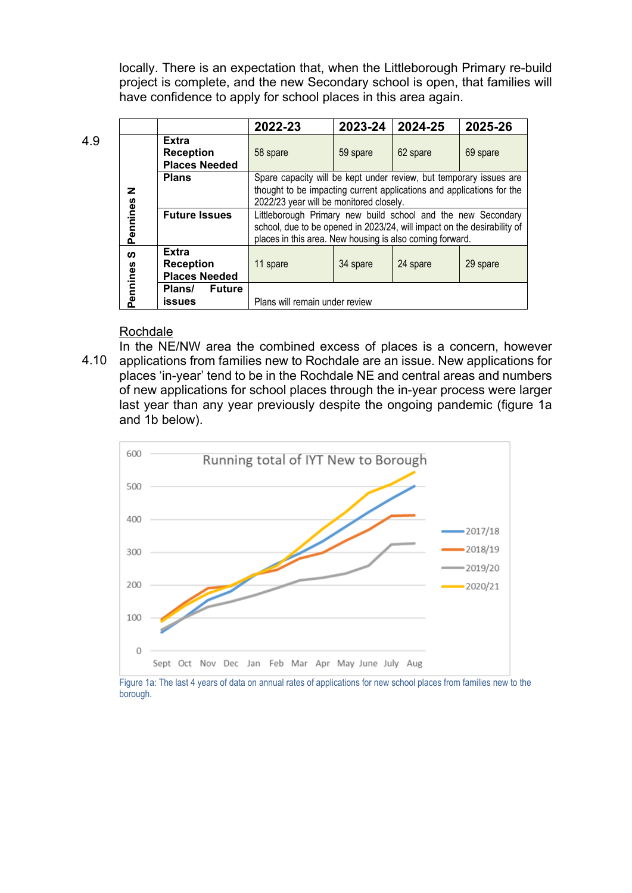locally. There is an expectation that, when the Littleborough Primary re-build project is complete, and the new Secondary school is open, that families will have confidence to apply for school places in this area again.

4.9

| | | 2022-23 | 2023-24 | 2024-25 | 2025-26 |
|---|---|---|---|---|---|
| Pennines N | **Extra Reception Places Needed** | 58 spare | 59 spare | 62 spare | 69 spare |
| | **Plans** | Spare capacity will be kept under review, but temporary issues are thought to be impacting current applications and applications for the 2022/23 year will be monitored closely. | | | |
| | **Future Issues** | Littleborough Primary new build school and the new Secondary school, due to be opened in 2023/24, will impact on the desirability of places in this area. New housing is also coming forward. | | | |
| Pennines S | **Extra Reception Places Needed** | 11 spare | 34 spare | 24 spare | 29 spare |
| | **Plans/ Future issues** | Plans will remain under review | | | |

## Rochdale

4.10 In the NE/NW area the combined excess of places is a concern, however applications from families new to Rochdale are an issue. New applications for places 'in-year' tend to be in the Rochdale NE and central areas and numbers of new applications for school places through the in-year process were larger last year than any year previously despite the ongoing pandemic (figure 1a and 1b below).

Figure 1a: The last 4 years of data on annual rates of applications for new school places from families new to the borough.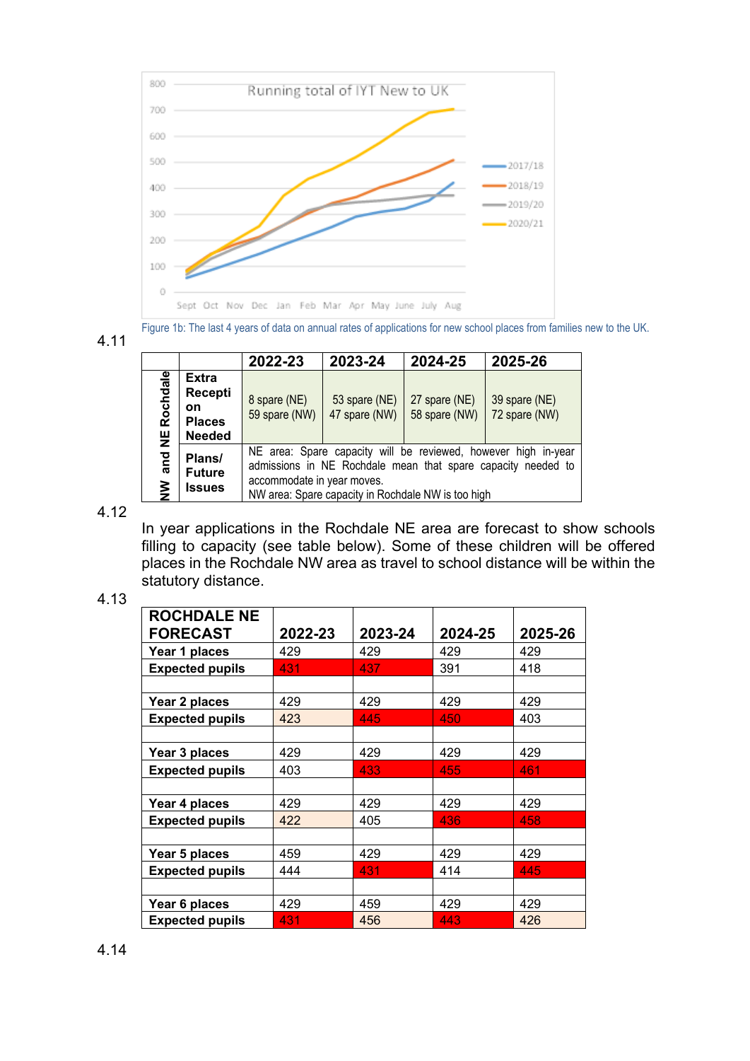Figure 1b: The last 4 years of data on annual rates of applications for new school places from families new to the UK.

4.11

| | | 2022-23 | 2023-24 | 2024-25 | 2025-26 |
|---|---|---|---|---|---|
| NW and NE Rochdale | Extra Reception Places Needed | 8 spare (NE) 59 spare (NW) | 53 spare (NE) 47 spare (NW) | 27 spare (NE) 58 spare (NW) | 39 spare (NE) 72 spare (NW) |
| | Plans/ Future Issues | NE area: Spare capacity will be reviewed, however high in-year admissions in NE Rochdale mean that spare capacity needed to accommodate in year moves. NW area: Spare capacity in Rochdale NW is too high | | | |

4.12

In year applications in the Rochdale NE area are forecast to show schools filling to capacity (see table below). Some of these children will be offered places in the Rochdale NW area as travel to school distance will be within the statutory distance.

4.13

| ROCHDALE NE FORECAST | 2022-23 | 2023-24 | 2024-25 | 2025-26 |
|---|---|---|---|---|
| Year 1 places | 429 | 429 | 429 | 429 |
| Expected pupils | 431 | 437 | 391 | 418 |
| | | | | |
| Year 2 places | 429 | 429 | 429 | 429 |
| Expected pupils | 423 | 445 | 450 | 403 |
| | | | | |
| Year 3 places | 429 | 429 | 429 | 429 |
| Expected pupils | 403 | 433 | 455 | 461 |
| | | | | |
| Year 4 places | 429 | 429 | 429 | 429 |
| Expected pupils | 422 | 405 | 436 | 458 |
| | | | | |
| Year 5 places | 459 | 429 | 429 | 429 |
| Expected pupils | 444 | 431 | 414 | 445 |
| | | | | |
| Year 6 places | 429 | 459 | 429 | 429 |
| Expected pupils | 431 | 456 | 443 | 426 |

4.14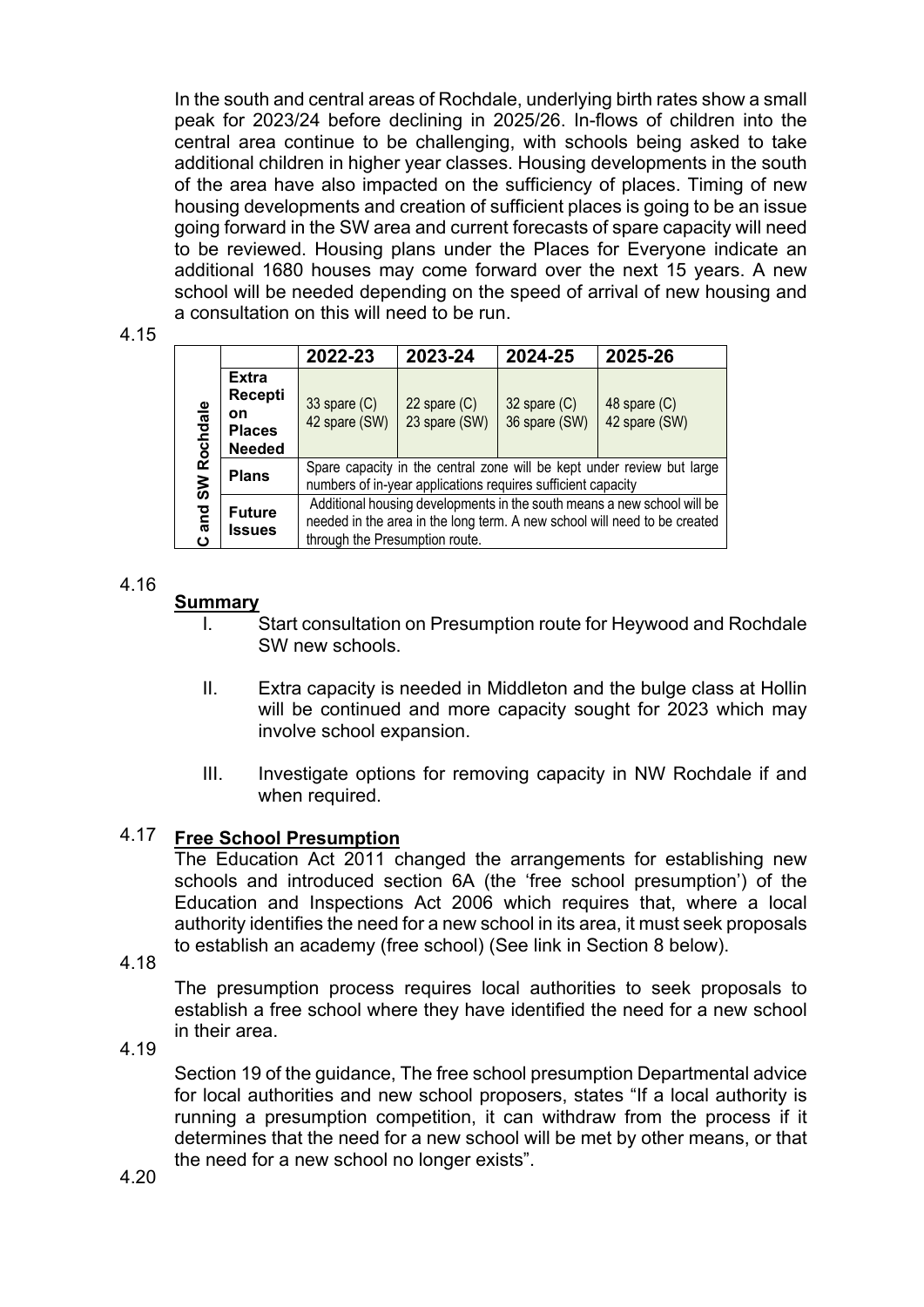In the south and central areas of Rochdale, underlying birth rates show a small peak for 2023/24 before declining in 2025/26. In-flows of children into the central area continue to be challenging, with schools being asked to take additional children in higher year classes. Housing developments in the south of the area have also impacted on the sufficiency of places. Timing of new housing developments and creation of sufficient places is going to be an issue going forward in the SW area and current forecasts of spare capacity will need to be reviewed. Housing plans under the Places for Everyone indicate an additional 1680 houses may come forward over the next 15 years. A new school will be needed depending on the speed of arrival of new housing and a consultation on this will need to be run.

4.15

| C and SW Rochdale | | 2022-23 | 2023-24 | 2024-25 | 2025-26 |
|---|---|---|---|---|---|
| | **Extra Reception Places Needed** | 33 spare (C) 42 spare (SW) | 22 spare (C) 23 spare (SW) | 32 spare (C) 36 spare (SW) | 48 spare (C) 42 spare (SW) |
| | **Plans** | Spare capacity in the central zone will be kept under review but large numbers of in-year applications requires sufficient capacity | | | |
| | **Future Issues** | Additional housing developments in the south means a new school will be needed in the area in the long term. A new school will need to be created through the Presumption route. | | | |

4.16

**Summary**

I. Start consultation on Presumption route for Heywood and Rochdale SW new schools.

II. Extra capacity is needed in Middleton and the bulge class at Hollin will be continued and more capacity sought for 2023 which may involve school expansion.

III. Investigate options for removing capacity in NW Rochdale if and when required.

4.17 **Free School Presumption**

The Education Act 2011 changed the arrangements for establishing new schools and introduced section 6A (the 'free school presumption') of the Education and Inspections Act 2006 which requires that, where a local authority identifies the need for a new school in its area, it must seek proposals to establish an academy (free school) (See link in Section 8 below).

4.18

The presumption process requires local authorities to seek proposals to establish a free school where they have identified the need for a new school in their area.

4.19

Section 19 of the guidance, The free school presumption Departmental advice for local authorities and new school proposers, states "If a local authority is running a presumption competition, it can withdraw from the process if it determines that the need for a new school will be met by other means, or that the need for a new school no longer exists".

4.20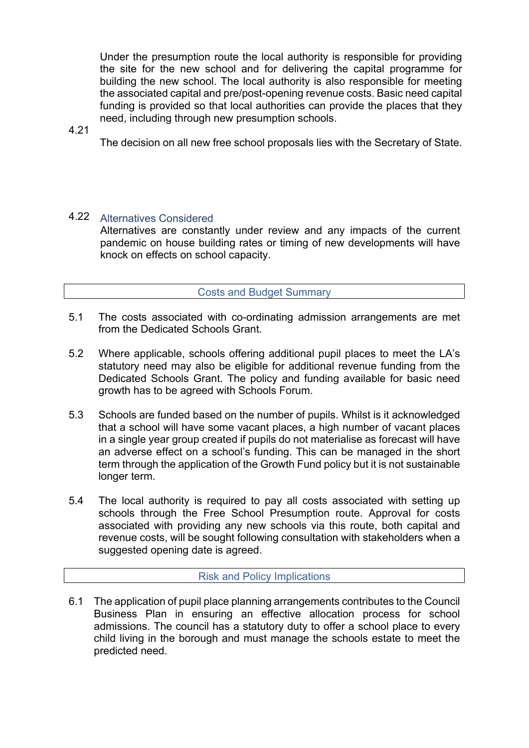Under the presumption route the local authority is responsible for providing the site for the new school and for delivering the capital programme for building the new school. The local authority is also responsible for meeting the associated capital and pre/post-opening revenue costs. Basic need capital funding is provided so that local authorities can provide the places that they need, including through new presumption schools.

4.21 The decision on all new free school proposals lies with the Secretary of State.

4.22 **Alternatives Considered**

Alternatives are constantly under review and any impacts of the current pandemic on house building rates or timing of new developments will have knock on effects on school capacity.

## Costs and Budget Summary

5.1 The costs associated with co-ordinating admission arrangements are met from the Dedicated Schools Grant.

5.2 Where applicable, schools offering additional pupil places to meet the LA's statutory need may also be eligible for additional revenue funding from the Dedicated Schools Grant. The policy and funding available for basic need growth has to be agreed with Schools Forum.

5.3 Schools are funded based on the number of pupils. Whilst is it acknowledged that a school will have some vacant places, a high number of vacant places in a single year group created if pupils do not materialise as forecast will have an adverse effect on a school's funding. This can be managed in the short term through the application of the Growth Fund policy but it is not sustainable longer term.

5.4 The local authority is required to pay all costs associated with setting up schools through the Free School Presumption route. Approval for costs associated with providing any new schools via this route, both capital and revenue costs, will be sought following consultation with stakeholders when a suggested opening date is agreed.

## Risk and Policy Implications

6.1 The application of pupil place planning arrangements contributes to the Council Business Plan in ensuring an effective allocation process for school admissions. The council has a statutory duty to offer a school place to every child living in the borough and must manage the schools estate to meet the predicted need.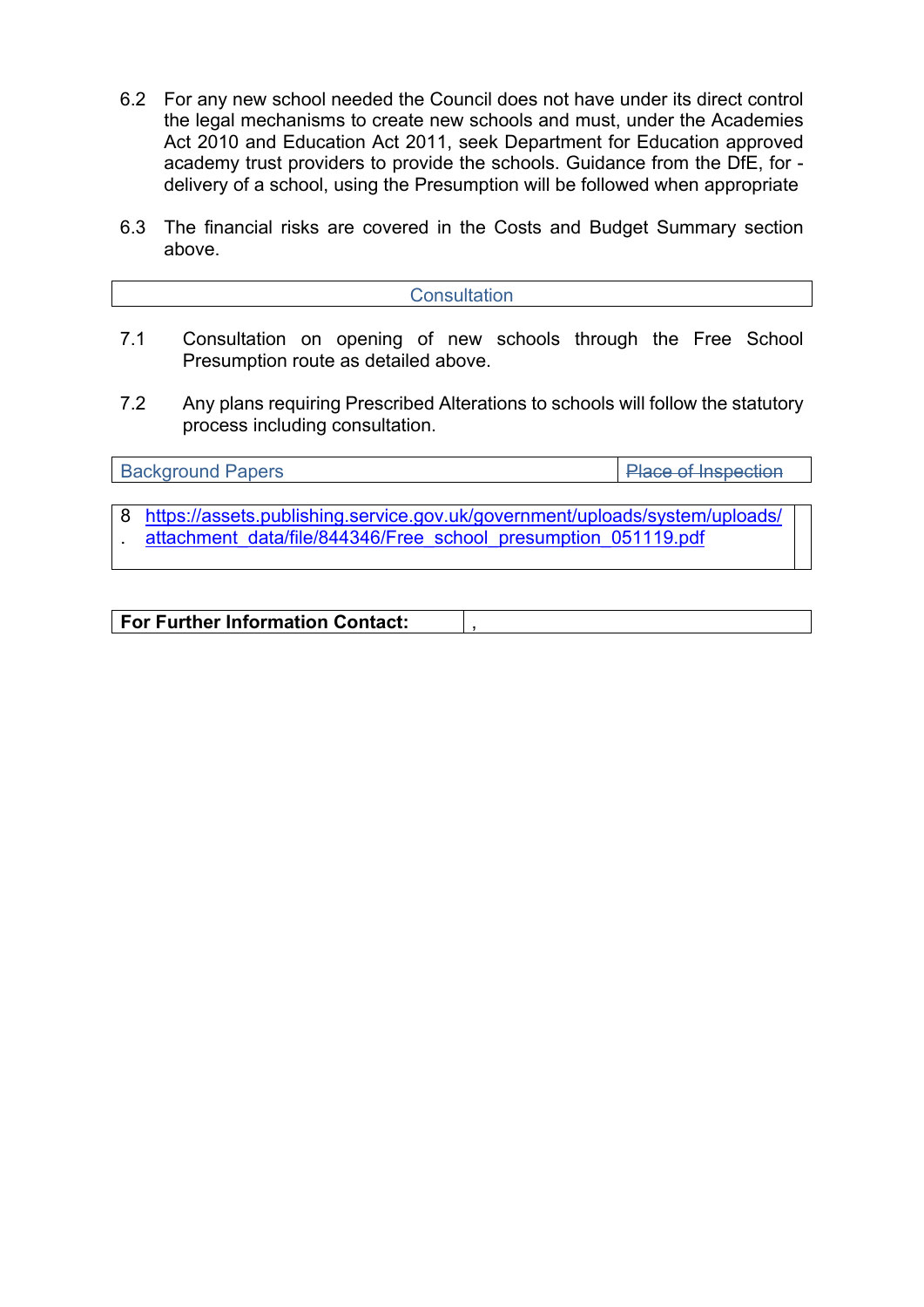6.2 For any new school needed the Council does not have under its direct control the legal mechanisms to create new schools and must, under the Academies Act 2010 and Education Act 2011, seek Department for Education approved academy trust providers to provide the schools. Guidance from the DfE, for - delivery of a school, using the Presumption will be followed when appropriate

6.3 The financial risks are covered in the Costs and Budget Summary section above.

## Consultation

7.1 Consultation on opening of new schools through the Free School Presumption route as detailed above.

7.2 Any plans requiring Prescribed Alterations to schools will follow the statutory process including consultation.

| Background Papers | ~~Place of Inspection~~ |
|---|---|
| 8. https://assets.publishing.service.gov.uk/government/uploads/system/uploads/attachment_data/file/844346/Free_school_presumption_051119.pdf | |

| **For Further Information Contact:** | , |
|---|---|